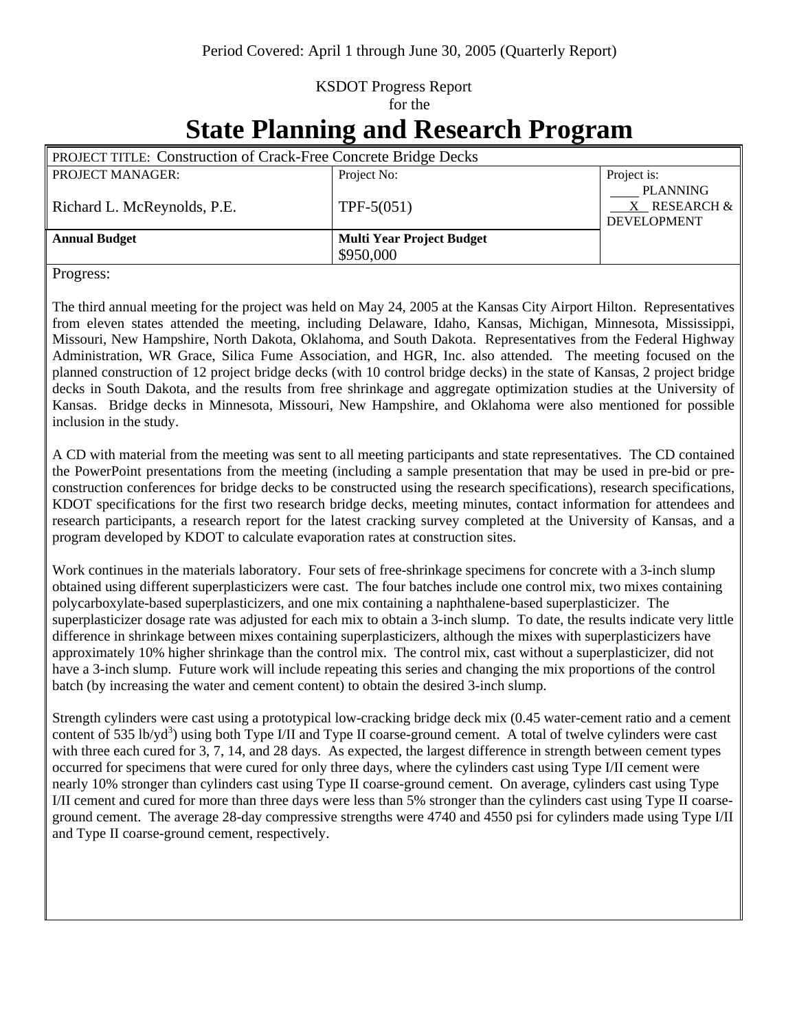Period Covered: April 1 through June 30, 2005 (Quarterly Report)

KSDOT Progress Report
for the

# State Planning and Research Program

| PROJECT TITLE: Construction of Crack-Free Concrete Bridge Decks | | |
|---|---|---|
| PROJECT MANAGER:<br><br>Richard L. McReynolds, P.E. | Project No:<br><br>TPF-5(051) | Project is:<br>____ PLANNING<br>__X__ RESEARCH & DEVELOPMENT |
| **Annual Budget** | **Multi Year Project Budget**<br>$950,000 | |

Progress:

The third annual meeting for the project was held on May 24, 2005 at the Kansas City Airport Hilton. Representatives from eleven states attended the meeting, including Delaware, Idaho, Kansas, Michigan, Minnesota, Mississippi, Missouri, New Hampshire, North Dakota, Oklahoma, and South Dakota. Representatives from the Federal Highway Administration, WR Grace, Silica Fume Association, and HGR, Inc. also attended. The meeting focused on the planned construction of 12 project bridge decks (with 10 control bridge decks) in the state of Kansas, 2 project bridge decks in South Dakota, and the results from free shrinkage and aggregate optimization studies at the University of Kansas. Bridge decks in Minnesota, Missouri, New Hampshire, and Oklahoma were also mentioned for possible inclusion in the study.

A CD with material from the meeting was sent to all meeting participants and state representatives. The CD contained the PowerPoint presentations from the meeting (including a sample presentation that may be used in pre-bid or pre-construction conferences for bridge decks to be constructed using the research specifications), research specifications, KDOT specifications for the first two research bridge decks, meeting minutes, contact information for attendees and research participants, a research report for the latest cracking survey completed at the University of Kansas, and a program developed by KDOT to calculate evaporation rates at construction sites.

Work continues in the materials laboratory. Four sets of free-shrinkage specimens for concrete with a 3-inch slump obtained using different superplasticizers were cast. The four batches include one control mix, two mixes containing polycarboxylate-based superplasticizers, and one mix containing a naphthalene-based superplasticizer. The superplasticizer dosage rate was adjusted for each mix to obtain a 3-inch slump. To date, the results indicate very little difference in shrinkage between mixes containing superplasticizers, although the mixes with superplasticizers have approximately 10% higher shrinkage than the control mix. The control mix, cast without a superplasticizer, did not have a 3-inch slump. Future work will include repeating this series and changing the mix proportions of the control batch (by increasing the water and cement content) to obtain the desired 3-inch slump.

Strength cylinders were cast using a prototypical low-cracking bridge deck mix (0.45 water-cement ratio and a cement content of 535 lb/yd$^3$) using both Type I/II and Type II coarse-ground cement. A total of twelve cylinders were cast with three each cured for 3, 7, 14, and 28 days. As expected, the largest difference in strength between cement types occurred for specimens that were cured for only three days, where the cylinders cast using Type I/II cement were nearly 10% stronger than cylinders cast using Type II coarse-ground cement. On average, cylinders cast using Type I/II cement and cured for more than three days were less than 5% stronger than the cylinders cast using Type II coarse-ground cement. The average 28-day compressive strengths were 4740 and 4550 psi for cylinders made using Type I/II and Type II coarse-ground cement, respectively.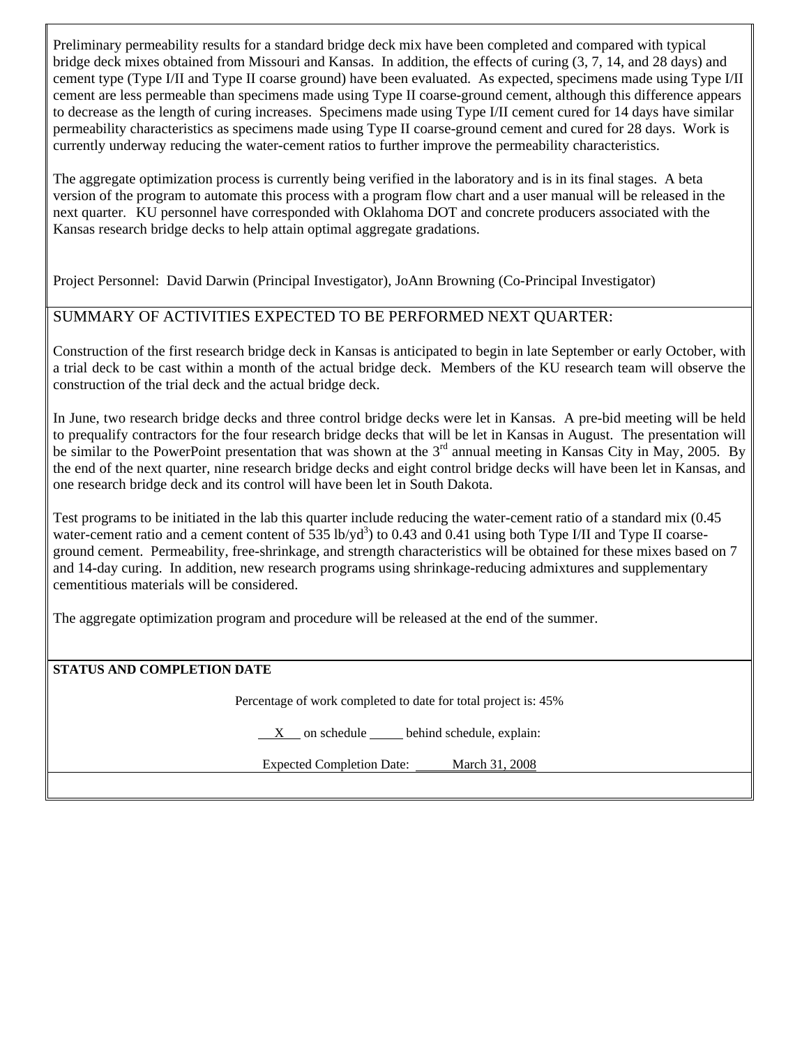Preliminary permeability results for a standard bridge deck mix have been completed and compared with typical bridge deck mixes obtained from Missouri and Kansas. In addition, the effects of curing (3, 7, 14, and 28 days) and cement type (Type I/II and Type II coarse ground) have been evaluated. As expected, specimens made using Type I/II cement are less permeable than specimens made using Type II coarse-ground cement, although this difference appears to decrease as the length of curing increases. Specimens made using Type I/II cement cured for 14 days have similar permeability characteristics as specimens made using Type II coarse-ground cement and cured for 28 days. Work is currently underway reducing the water-cement ratios to further improve the permeability characteristics.

The aggregate optimization process is currently being verified in the laboratory and is in its final stages. A beta version of the program to automate this process with a program flow chart and a user manual will be released in the next quarter. KU personnel have corresponded with Oklahoma DOT and concrete producers associated with the Kansas research bridge decks to help attain optimal aggregate gradations.

Project Personnel: David Darwin (Principal Investigator), JoAnn Browning (Co-Principal Investigator)

## SUMMARY OF ACTIVITIES EXPECTED TO BE PERFORMED NEXT QUARTER:

Construction of the first research bridge deck in Kansas is anticipated to begin in late September or early October, with a trial deck to be cast within a month of the actual bridge deck. Members of the KU research team will observe the construction of the trial deck and the actual bridge deck.

In June, two research bridge decks and three control bridge decks were let in Kansas. A pre-bid meeting will be held to prequalify contractors for the four research bridge decks that will be let in Kansas in August. The presentation will be similar to the PowerPoint presentation that was shown at the 3rd annual meeting in Kansas City in May, 2005. By the end of the next quarter, nine research bridge decks and eight control bridge decks will have been let in Kansas, and one research bridge deck and its control will have been let in South Dakota.

Test programs to be initiated in the lab this quarter include reducing the water-cement ratio of a standard mix (0.45 water-cement ratio and a cement content of 535 lb/yd$^3$) to 0.43 and 0.41 using both Type I/II and Type II coarse-ground cement. Permeability, free-shrinkage, and strength characteristics will be obtained for these mixes based on 7 and 14-day curing. In addition, new research programs using shrinkage-reducing admixtures and supplementary cementitious materials will be considered.

The aggregate optimization program and procedure will be released at the end of the summer.

**STATUS AND COMPLETION DATE**

Percentage of work completed to date for total project is: 45%

\_\_X\_\_ on schedule \_\_\_\_\_ behind schedule, explain:

Expected Completion Date: March 31, 2008